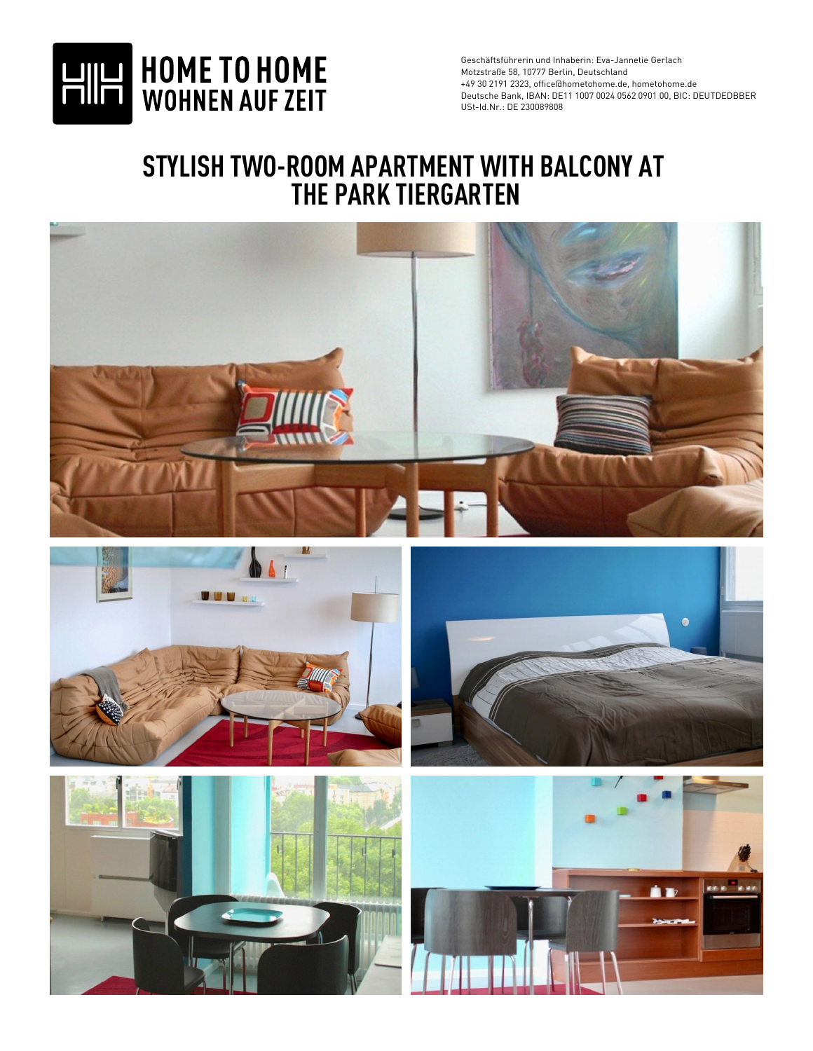HOME TO HOME
WOHNEN AUF ZEIT

Geschäftsführerin und Inhaberin: Eva-Jannetie Gerlach
Motzstraße 58, 10777 Berlin, Deutschland
+49 30 2191 2323, office@hometohome.de, hometohome.de
Deutsche Bank, IBAN: DE11 1007 0024 0562 0901 00, BIC: DEUTDEDBBER
USt-Id.Nr.: DE 230089808

# STYLISH TWO-ROOM APARTMENT WITH BALCONY AT THE PARK TIERGARTEN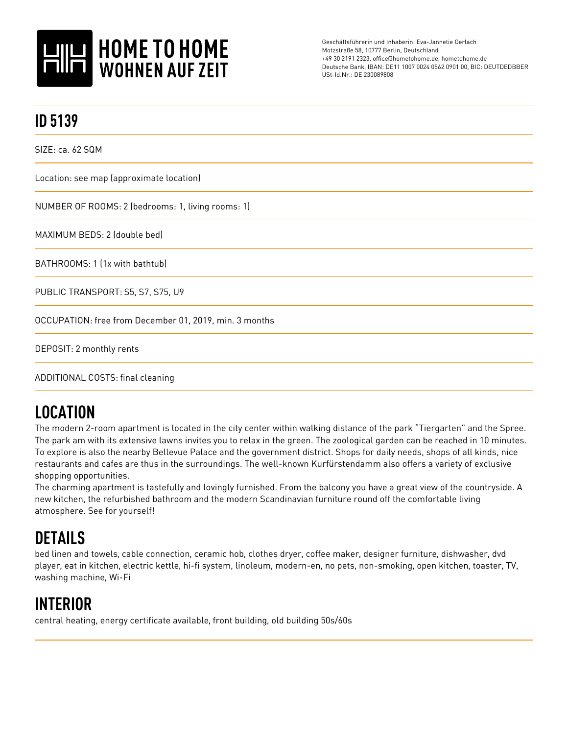**HOME TO HOME**
**WOHNEN AUF ZEIT**

Geschäftsführerin und Inhaberin: Eva-Jannetie Gerlach
Motzstraße 58, 10777 Berlin, Deutschland
+49 30 2191 2323, office@hometohome.de, hometohome.de
Deutsche Bank, IBAN: DE11 1007 0024 0562 0901 00, BIC: DEUTDEDBBER
USt-Id.Nr.: DE 230089808

# ID 5139

SIZE: ca. 62 SQM

Location: see map (approximate location)

NUMBER OF ROOMS: 2 (bedrooms: 1, living rooms: 1)

MAXIMUM BEDS: 2 (double bed)

BATHROOMS: 1 (1x with bathtub)

PUBLIC TRANSPORT: S5, S7, S75, U9

OCCUPATION: free from December 01, 2019, min. 3 months

DEPOSIT: 2 monthly rents

ADDITIONAL COSTS: final cleaning

## LOCATION

The modern 2-room apartment is located in the city center within walking distance of the park "Tiergarten" and the Spree. The park am with its extensive lawns invites you to relax in the green. The zoological garden can be reached in 10 minutes. To explore is also the nearby Bellevue Palace and the government district. Shops for daily needs, shops of all kinds, nice restaurants and cafes are thus in the surroundings. The well-known Kurfürstendamm also offers a variety of exclusive shopping opportunities.
The charming apartment is tastefully and lovingly furnished. From the balcony you have a great view of the countryside. A new kitchen, the refurbished bathroom and the modern Scandinavian furniture round off the comfortable living atmosphere. See for yourself!

## DETAILS

bed linen and towels, cable connection, ceramic hob, clothes dryer, coffee maker, designer furniture, dishwasher, dvd player, eat in kitchen, electric kettle, hi-fi system, linoleum, modern-en, no pets, non-smoking, open kitchen, toaster, TV, washing machine, Wi-Fi

## INTERIOR

central heating, energy certificate available, front building, old building 50s/60s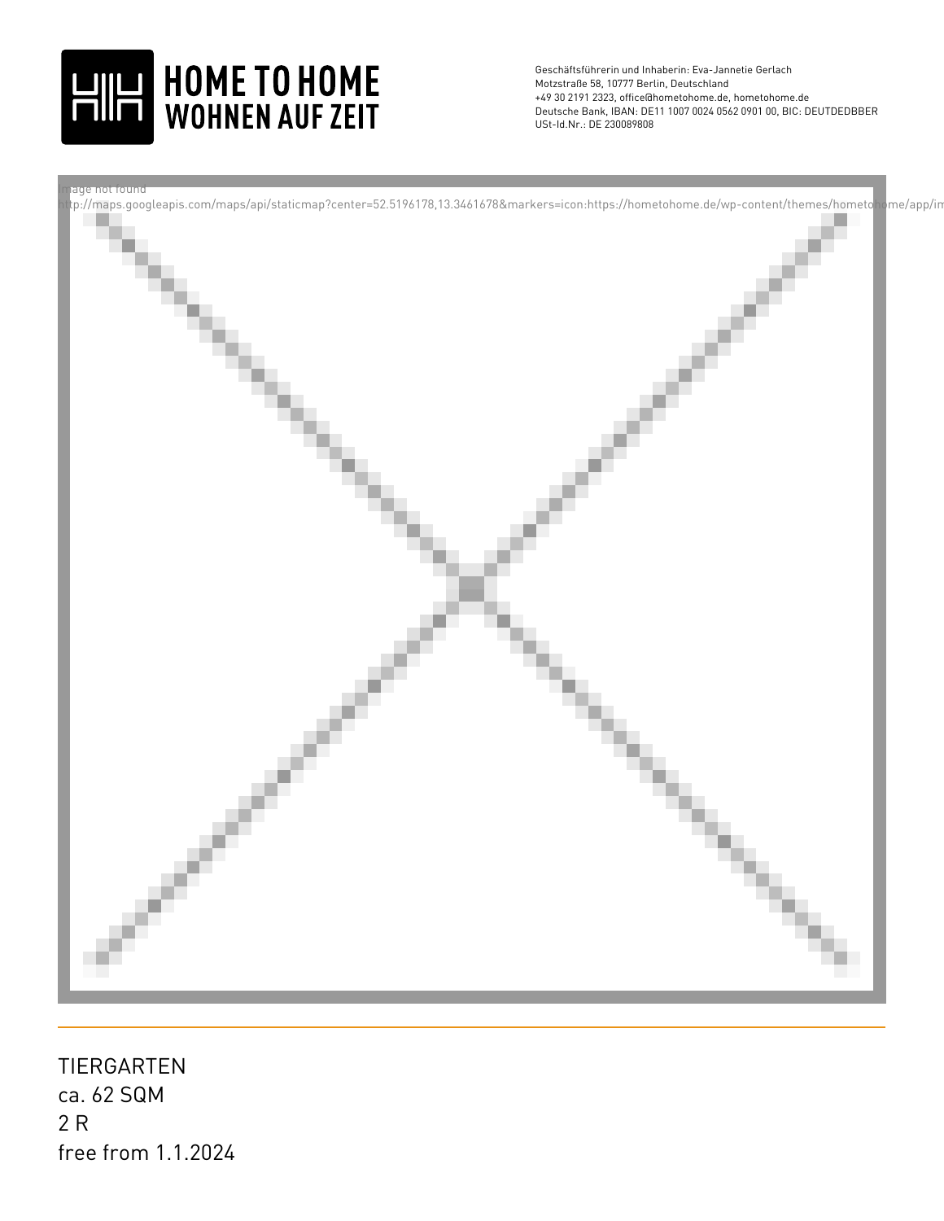HOME TO HOME
WOHNEN AUF ZEIT

Geschäftsführerin und Inhaberin: Eva-Jannetie Gerlach
Motzstraße 58, 10777 Berlin, Deutschland
+49 30 2191 2323, office@hometohome.de, hometohome.de
Deutsche Bank, IBAN: DE11 1007 0024 0562 0901 00, BIC: DEUTDEDBBER
USt-Id.Nr.: DE 230089808

Image not found
http://maps.googleapis.com/maps/api/staticmap?center=52.5196178,13.3461678&markers=icon:https://hometohome.de/wp-content/themes/hometohome/app/im

---

TIERGARTEN
ca. 62 SQM
2 R
free from 1.1.2024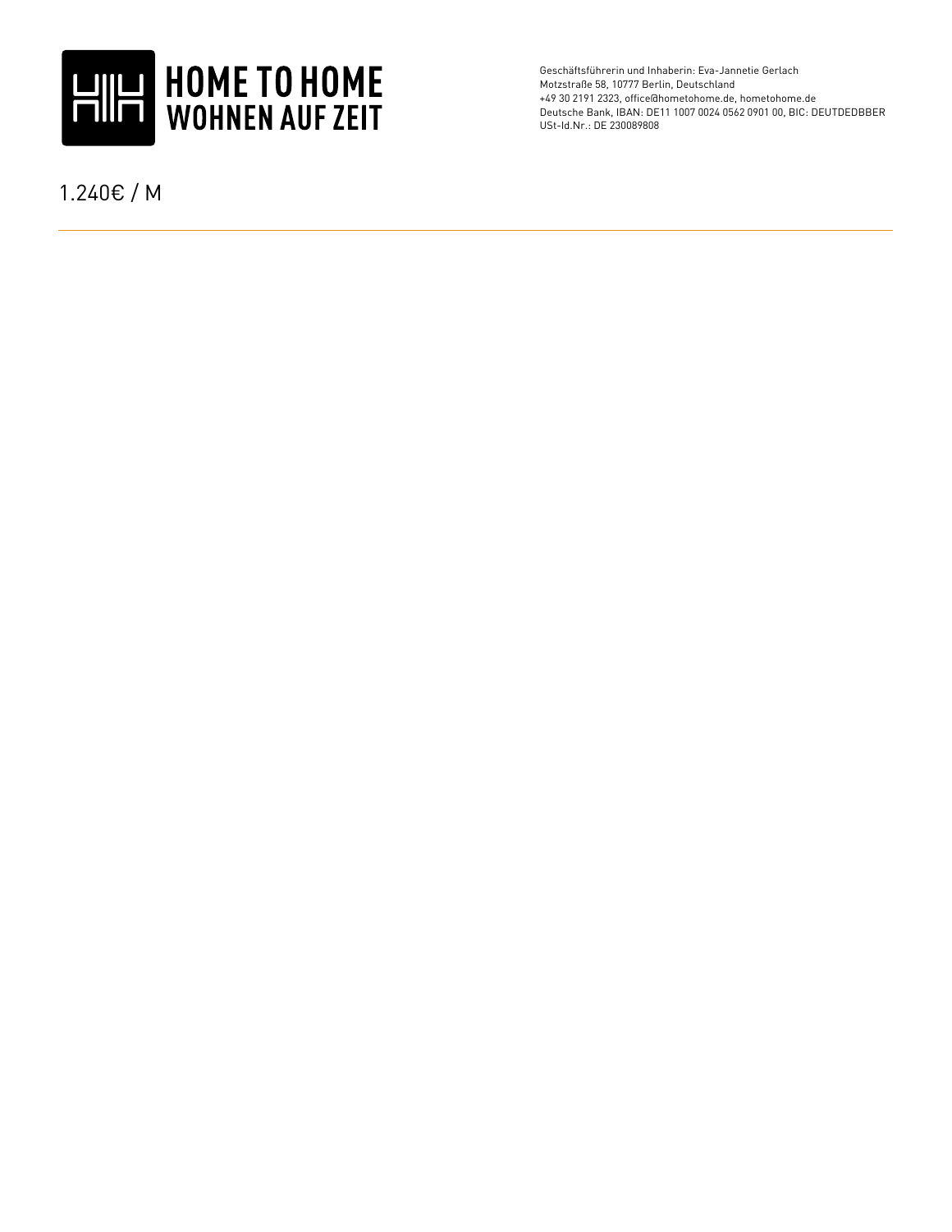HOME TO HOME
WOHNEN AUF ZEIT

Geschäftsführerin und Inhaberin: Eva-Jannetie Gerlach
Motzstraße 58, 10777 Berlin, Deutschland
+49 30 2191 2323, office@hometohome.de, hometohome.de
Deutsche Bank, IBAN: DE11 1007 0024 0562 0901 00, BIC: DEUTDEDBBER
USt-Id.Nr.: DE 230089808

1.240€ / M

---